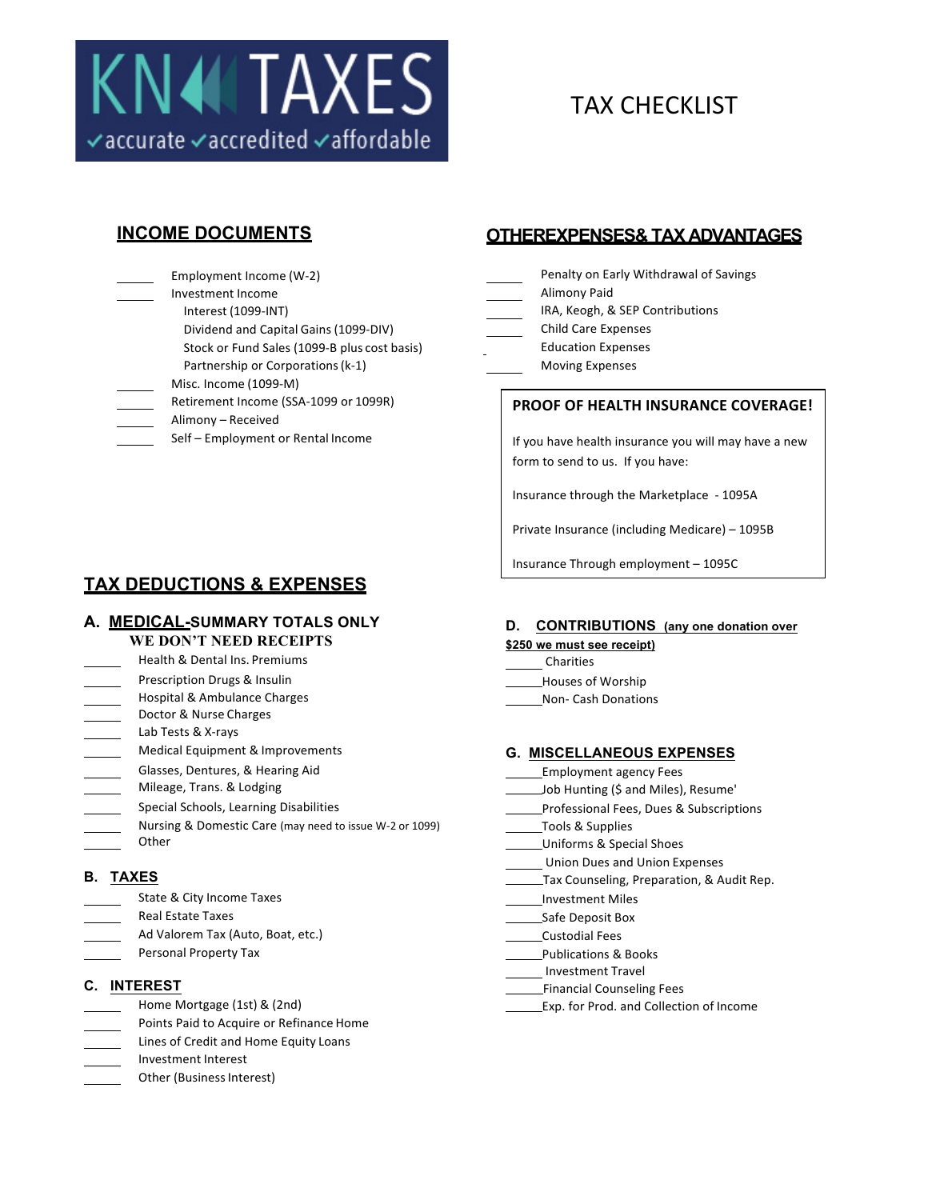KN TAXES
✓accurate ✓accredited ✓affordable

# TAX CHECKLIST

## INCOME DOCUMENTS

- ____ Employment Income (W-2)
- ____ Investment Income
  - Interest (1099-INT)
  - Dividend and Capital Gains (1099-DIV)
  - Stock or Fund Sales (1099-B plus cost basis)
  - Partnership or Corporations (k-1)
- ____ Misc. Income (1099-M)
- ____ Retirement Income (SSA-1099 or 1099R)
- ____ Alimony – Received
- ____ Self – Employment or Rental Income

## OTHEREXPENSES& TAX ADVANTAGES

- ____ Penalty on Early Withdrawal of Savings
- ____ Alimony Paid
- ____ IRA, Keogh, & SEP Contributions
- ____ Child Care Expenses
- ____ Education Expenses
- ____ Moving Expenses

**PROOF OF HEALTH INSURANCE COVERAGE!**

If you have health insurance you will may have a new form to send to us. If you have:

Insurance through the Marketplace - 1095A

Private Insurance (including Medicare) – 1095B

Insurance Through employment – 1095C

## TAX DEDUCTIONS & EXPENSES

### A. MEDICAL-SUMMARY TOTALS ONLY

**WE DON'T NEED RECEIPTS**

- ____ Health & Dental Ins. Premiums
- ____ Prescription Drugs & Insulin
- ____ Hospital & Ambulance Charges
- ____ Doctor & Nurse Charges
- ____ Lab Tests & X-rays
- ____ Medical Equipment & Improvements
- ____ Glasses, Dentures, & Hearing Aid
- ____ Mileage, Trans. & Lodging
- ____ Special Schools, Learning Disabilities
- ____ Nursing & Domestic Care (may need to issue W-2 or 1099)
- ____ Other

### B. TAXES

- ____ State & City Income Taxes
- ____ Real Estate Taxes
- ____ Ad Valorem Tax (Auto, Boat, etc.)
- ____ Personal Property Tax

### C. INTEREST

- ____ Home Mortgage (1st) & (2nd)
- ____ Points Paid to Acquire or Refinance Home
- ____ Lines of Credit and Home Equity Loans
- ____ Investment Interest
- ____ Other (Business Interest)

### D. CONTRIBUTIONS (any one donation over $250 we must see receipt)

- ____ Charities
- ____ Houses of Worship
- ____ Non- Cash Donations

### G. MISCELLANEOUS EXPENSES

- ____ Employment agency Fees
- ____ Job Hunting ($ and Miles), Resume'
- ____ Professional Fees, Dues & Subscriptions
- ____ Tools & Supplies
- ____ Uniforms & Special Shoes
- ____ Union Dues and Union Expenses
- ____ Tax Counseling, Preparation, & Audit Rep.
- ____ Investment Miles
- ____ Safe Deposit Box
- ____ Custodial Fees
- ____ Publications & Books
- ____ Investment Travel
- ____ Financial Counseling Fees
- ____ Exp. for Prod. and Collection of Income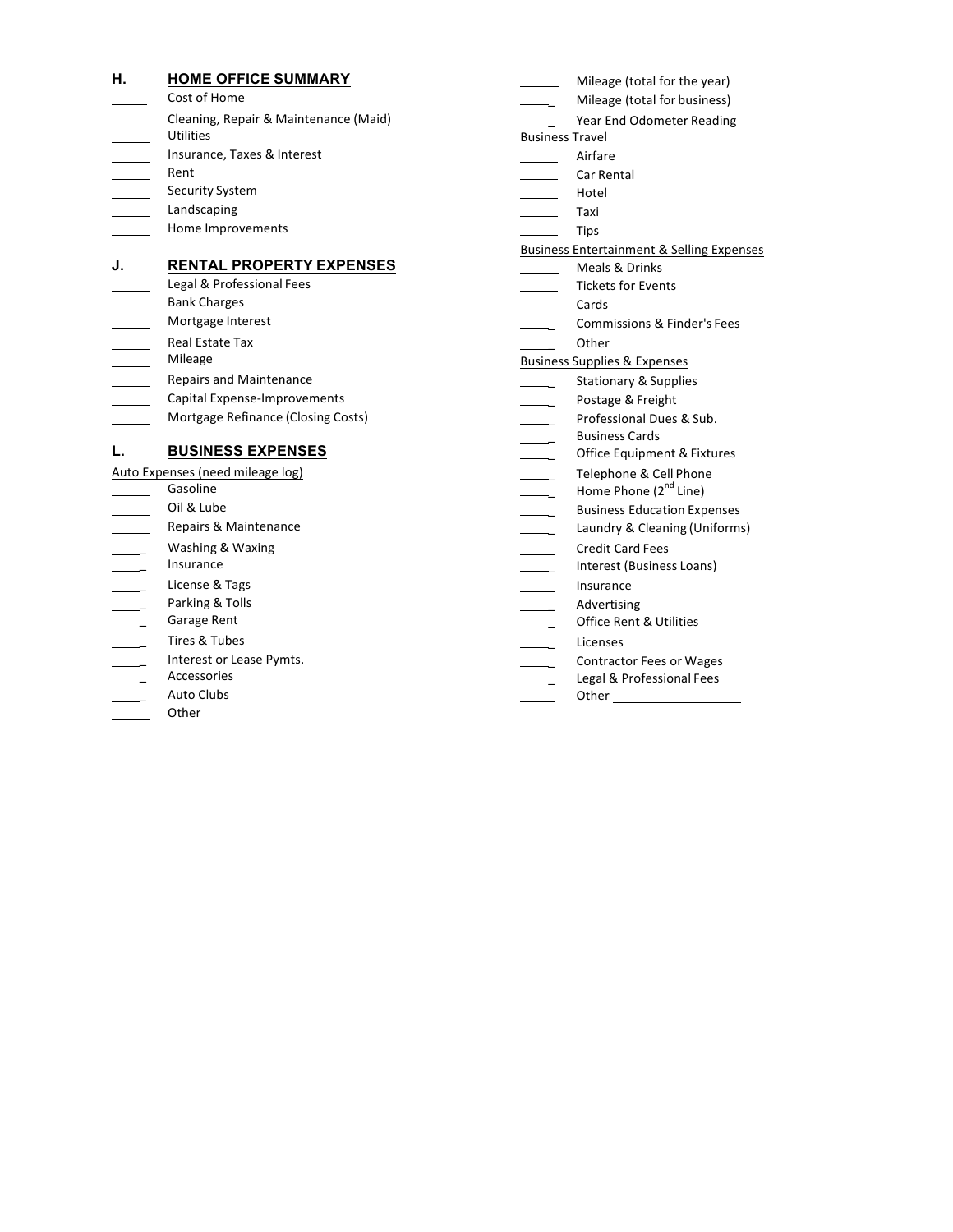## H. HOME OFFICE SUMMARY

_____ Cost of Home
_____ Cleaning, Repair & Maintenance (Maid)
_____ Utilities
_____ Insurance, Taxes & Interest
_____ Rent
_____ Security System
_____ Landscaping
_____ Home Improvements

## J. RENTAL PROPERTY EXPENSES

_____ Legal & Professional Fees
_____ Bank Charges
_____ Mortgage Interest
_____ Real Estate Tax
_____ Mileage
_____ Repairs and Maintenance
_____ Capital Expense-Improvements
_____ Mortgage Refinance (Closing Costs)

## L. BUSINESS EXPENSES

Auto Expenses (need mileage log)

_____ Gasoline
_____ Oil & Lube
_____ Repairs & Maintenance
_____ Washing & Waxing
_____ Insurance
_____ License & Tags
_____ Parking & Tolls
_____ Garage Rent
_____ Tires & Tubes
_____ Interest or Lease Pymts.
_____ Accessories
_____ Auto Clubs
_____ Other
_____ Mileage (total for the year)
_____ Mileage (total for business)
_____ Year End Odometer Reading

Business Travel

_____ Airfare
_____ Car Rental
_____ Hotel
_____ Taxi
_____ Tips

Business Entertainment & Selling Expenses

_____ Meals & Drinks
_____ Tickets for Events
_____ Cards
_____ Commissions & Finder's Fees
_____ Other

Business Supplies & Expenses

_____ Stationary & Supplies
_____ Postage & Freight
_____ Professional Dues & Sub.
_____ Business Cards
_____ Office Equipment & Fixtures
_____ Telephone & Cell Phone
_____ Home Phone (2nd Line)
_____ Business Education Expenses
_____ Laundry & Cleaning (Uniforms)
_____ Credit Card Fees
_____ Interest (Business Loans)
_____ Insurance
_____ Advertising
_____ Office Rent & Utilities
_____ Licenses
_____ Contractor Fees or Wages
_____ Legal & Professional Fees
_____ Other ________________